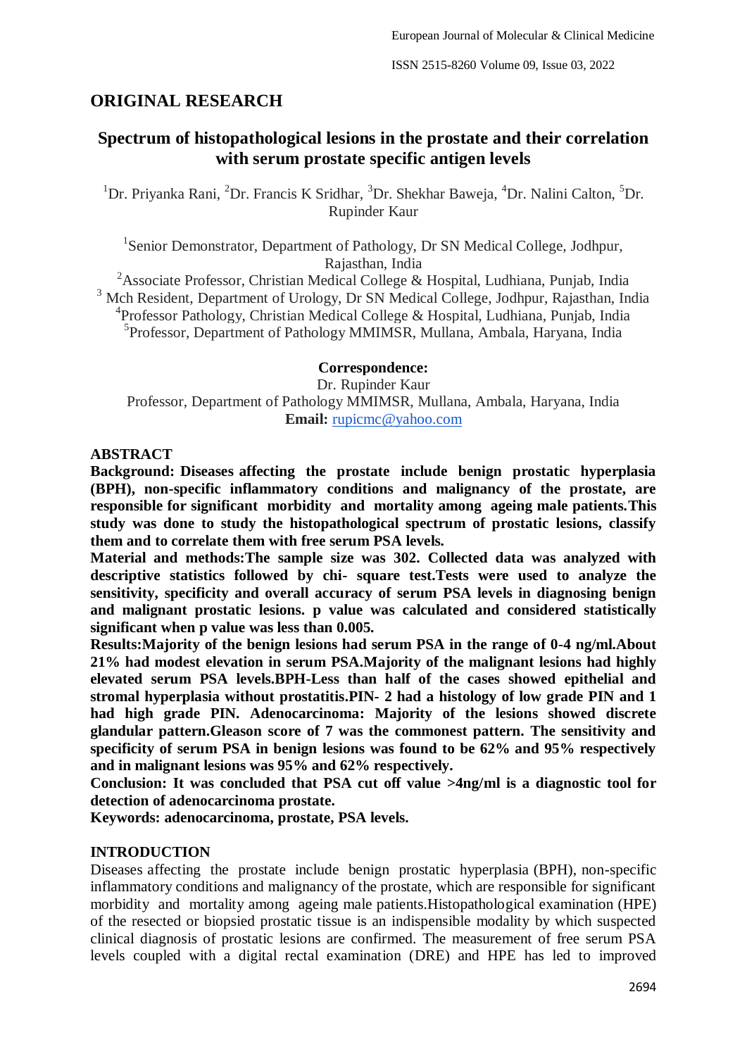## ORIGINAL RESEARCH

# Spectrum of histopathological lesions in the prostate and their correlation with serum prostate specific antigen levels

[1]Dr. Priyanka Rani, [2]Dr. Francis K Sridhar, [3]Dr. Shekhar Baweja, [4]Dr. Nalini Calton, [5]Dr. Rupinder Kaur

[1]Senior Demonstrator, Department of Pathology, Dr SN Medical College, Jodhpur, Rajasthan, India

[2]Associate Professor, Christian Medical College & Hospital, Ludhiana, Punjab, India

[3] Mch Resident, Department of Urology, Dr SN Medical College, Jodhpur, Rajasthan, India

[4]Professor Pathology, Christian Medical College & Hospital, Ludhiana, Punjab, India

[5]Professor, Department of Pathology MMIMSR, Mullana, Ambala, Haryana, India

**Correspondence:**

Dr. Rupinder Kaur

Professor, Department of Pathology MMIMSR, Mullana, Ambala, Haryana, India

**Email:** rupicmc@yahoo.com

## ABSTRACT

**Background: Diseases affecting the prostate include benign prostatic hyperplasia (BPH), non-specific inflammatory conditions and malignancy of the prostate, are responsible for significant morbidity and mortality among ageing male patients.This study was done to study the histopathological spectrum of prostatic lesions, classify them and to correlate them with free serum PSA levels.**

**Material and methods:The sample size was 302. Collected data was analyzed with descriptive statistics followed by chi- square test.Tests were used to analyze the sensitivity, specificity and overall accuracy of serum PSA levels in diagnosing benign and malignant prostatic lesions. p value was calculated and considered statistically significant when p value was less than 0.005.**

**Results:Majority of the benign lesions had serum PSA in the range of 0-4 ng/ml.About 21% had modest elevation in serum PSA.Majority of the malignant lesions had highly elevated serum PSA levels.BPH-Less than half of the cases showed epithelial and stromal hyperplasia without prostatitis.PIN- 2 had a histology of low grade PIN and 1 had high grade PIN. Adenocarcinoma: Majority of the lesions showed discrete glandular pattern.Gleason score of 7 was the commonest pattern. The sensitivity and specificity of serum PSA in benign lesions was found to be 62% and 95% respectively and in malignant lesions was 95% and 62% respectively.**

**Conclusion: It was concluded that PSA cut off value >4ng/ml is a diagnostic tool for detection of adenocarcinoma prostate.**

**Keywords: adenocarcinoma, prostate, PSA levels.**

## INTRODUCTION

Diseases affecting the prostate include benign prostatic hyperplasia (BPH), non-specific inflammatory conditions and malignancy of the prostate, which are responsible for significant morbidity and mortality among ageing male patients.Histopathological examination (HPE) of the resected or biopsied prostatic tissue is an indispensible modality by which suspected clinical diagnosis of prostatic lesions are confirmed. The measurement of free serum PSA levels coupled with a digital rectal examination (DRE) and HPE has led to improved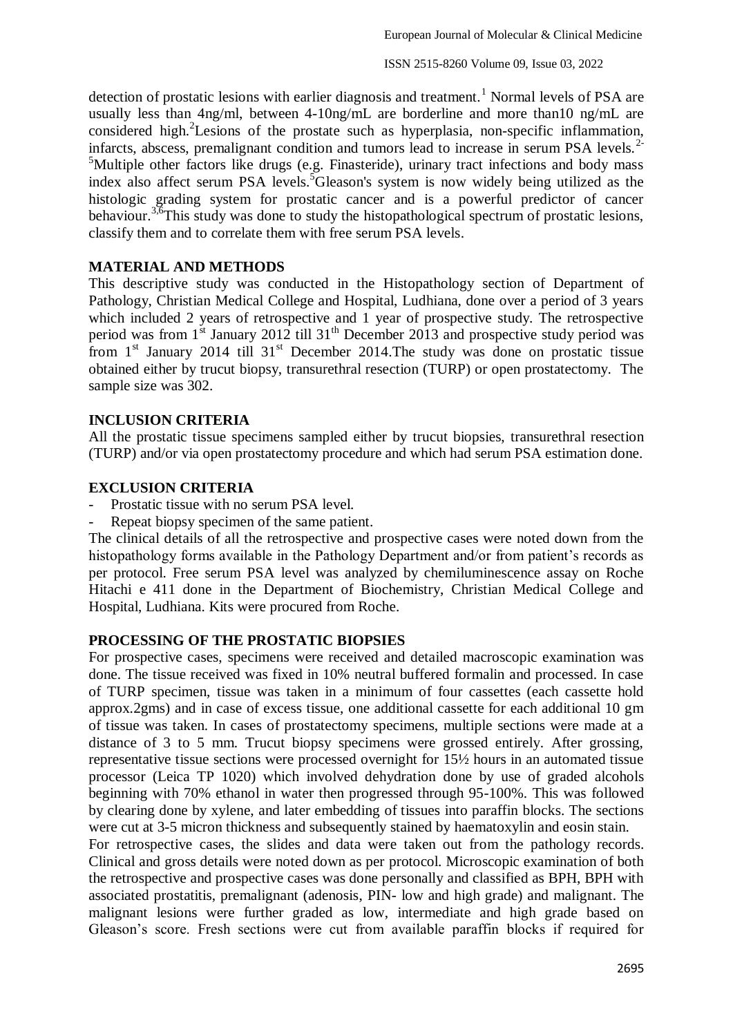detection of prostatic lesions with earlier diagnosis and treatment.[1] Normal levels of PSA are usually less than 4ng/ml, between 4-10ng/mL are borderline and more than10 ng/mL are considered high.[2]Lesions of the prostate such as hyperplasia, non-specific inflammation, infarcts, abscess, premalignant condition and tumors lead to increase in serum PSA levels.[2-5]Multiple other factors like drugs (e.g. Finasteride), urinary tract infections and body mass index also affect serum PSA levels.[5]Gleason's system is now widely being utilized as the histologic grading system for prostatic cancer and is a powerful predictor of cancer behaviour.[3,6]This study was done to study the histopathological spectrum of prostatic lesions, classify them and to correlate them with free serum PSA levels.

## MATERIAL AND METHODS

This descriptive study was conducted in the Histopathology section of Department of Pathology, Christian Medical College and Hospital, Ludhiana, done over a period of 3 years which included 2 years of retrospective and 1 year of prospective study. The retrospective period was from 1st January 2012 till 31th December 2013 and prospective study period was from 1st January 2014 till 31st December 2014.The study was done on prostatic tissue obtained either by trucut biopsy, transurethral resection (TURP) or open prostatectomy. The sample size was 302.

## INCLUSION CRITERIA

All the prostatic tissue specimens sampled either by trucut biopsies, transurethral resection (TURP) and/or via open prostatectomy procedure and which had serum PSA estimation done.

## EXCLUSION CRITERIA

- Prostatic tissue with no serum PSA level.
- Repeat biopsy specimen of the same patient.

The clinical details of all the retrospective and prospective cases were noted down from the histopathology forms available in the Pathology Department and/or from patient's records as per protocol. Free serum PSA level was analyzed by chemiluminescence assay on Roche Hitachi e 411 done in the Department of Biochemistry, Christian Medical College and Hospital, Ludhiana. Kits were procured from Roche.

## PROCESSING OF THE PROSTATIC BIOPSIES

For prospective cases, specimens were received and detailed macroscopic examination was done. The tissue received was fixed in 10% neutral buffered formalin and processed. In case of TURP specimen, tissue was taken in a minimum of four cassettes (each cassette hold approx.2gms) and in case of excess tissue, one additional cassette for each additional 10 gm of tissue was taken. In cases of prostatectomy specimens, multiple sections were made at a distance of 3 to 5 mm. Trucut biopsy specimens were grossed entirely. After grossing, representative tissue sections were processed overnight for 15½ hours in an automated tissue processor (Leica TP 1020) which involved dehydration done by use of graded alcohols beginning with 70% ethanol in water then progressed through 95-100%. This was followed by clearing done by xylene, and later embedding of tissues into paraffin blocks. The sections were cut at 3-5 micron thickness and subsequently stained by haematoxylin and eosin stain.

For retrospective cases, the slides and data were taken out from the pathology records. Clinical and gross details were noted down as per protocol. Microscopic examination of both the retrospective and prospective cases was done personally and classified as BPH, BPH with associated prostatitis, premalignant (adenosis, PIN- low and high grade) and malignant. The malignant lesions were further graded as low, intermediate and high grade based on Gleason's score. Fresh sections were cut from available paraffin blocks if required for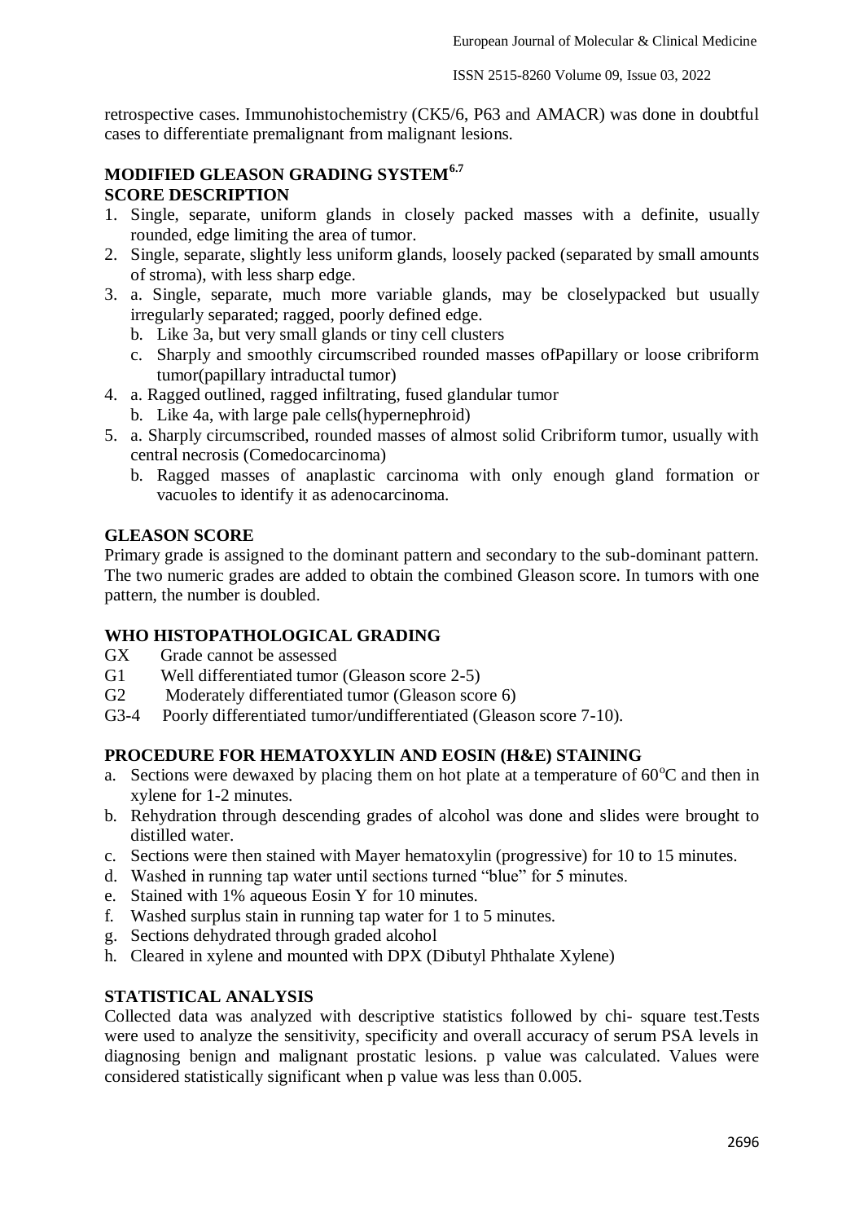retrospective cases. Immunohistochemistry (CK5/6, P63 and AMACR) was done in doubtful cases to differentiate premalignant from malignant lesions.

## MODIFIED GLEASON GRADING SYSTEM[6,7]

## SCORE DESCRIPTION

1. Single, separate, uniform glands in closely packed masses with a definite, usually rounded, edge limiting the area of tumor.
2. Single, separate, slightly less uniform glands, loosely packed (separated by small amounts of stroma), with less sharp edge.
3. a. Single, separate, much more variable glands, may be closelypacked but usually irregularly separated; ragged, poorly defined edge.
   b. Like 3a, but very small glands or tiny cell clusters
   c. Sharply and smoothly circumscribed rounded masses ofPapillary or loose cribriform tumor(papillary intraductal tumor)
4. a. Ragged outlined, ragged infiltrating, fused glandular tumor
   b. Like 4a, with large pale cells(hypernephroid)
5. a. Sharply circumscribed, rounded masses of almost solid Cribriform tumor, usually with central necrosis (Comedocarcinoma)
   b. Ragged masses of anaplastic carcinoma with only enough gland formation or vacuoles to identify it as adenocarcinoma.

## GLEASON SCORE

Primary grade is assigned to the dominant pattern and secondary to the sub-dominant pattern. The two numeric grades are added to obtain the combined Gleason score. In tumors with one pattern, the number is doubled.

## WHO HISTOPATHOLOGICAL GRADING

GX Grade cannot be assessed

G1 Well differentiated tumor (Gleason score 2-5)

G2 Moderately differentiated tumor (Gleason score 6)

G3-4 Poorly differentiated tumor/undifferentiated (Gleason score 7-10).

## PROCEDURE FOR HEMATOXYLIN AND EOSIN (H&E) STAINING

a. Sections were dewaxed by placing them on hot plate at a temperature of 60°C and then in xylene for 1-2 minutes.
b. Rehydration through descending grades of alcohol was done and slides were brought to distilled water.
c. Sections were then stained with Mayer hematoxylin (progressive) for 10 to 15 minutes.
d. Washed in running tap water until sections turned "blue" for 5 minutes.
e. Stained with 1% aqueous Eosin Y for 10 minutes.
f. Washed surplus stain in running tap water for 1 to 5 minutes.
g. Sections dehydrated through graded alcohol
h. Cleared in xylene and mounted with DPX (Dibutyl Phthalate Xylene)

## STATISTICAL ANALYSIS

Collected data was analyzed with descriptive statistics followed by chi- square test.Tests were used to analyze the sensitivity, specificity and overall accuracy of serum PSA levels in diagnosing benign and malignant prostatic lesions. p value was calculated. Values were considered statistically significant when p value was less than 0.005.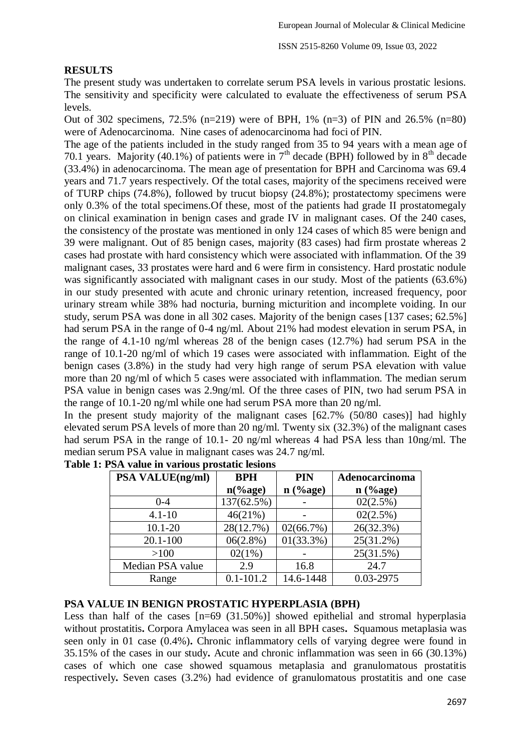## RESULTS

The present study was undertaken to correlate serum PSA levels in various prostatic lesions. The sensitivity and specificity were calculated to evaluate the effectiveness of serum PSA levels.

Out of 302 specimens, 72.5% (n=219) were of BPH, 1% (n=3) of PIN and 26.5% (n=80) were of Adenocarcinoma. Nine cases of adenocarcinoma had foci of PIN.

The age of the patients included in the study ranged from 35 to 94 years with a mean age of 70.1 years. Majority (40.1%) of patients were in 7th decade (BPH) followed by in 8th decade (33.4%) in adenocarcinoma. The mean age of presentation for BPH and Carcinoma was 69.4 years and 71.7 years respectively. Of the total cases, majority of the specimens received were of TURP chips (74.8%), followed by trucut biopsy (24.8%); prostatectomy specimens were only 0.3% of the total specimens.Of these, most of the patients had grade II prostatomegaly on clinical examination in benign cases and grade IV in malignant cases. Of the 240 cases, the consistency of the prostate was mentioned in only 124 cases of which 85 were benign and 39 were malignant. Out of 85 benign cases, majority (83 cases) had firm prostate whereas 2 cases had prostate with hard consistency which were associated with inflammation. Of the 39 malignant cases, 33 prostates were hard and 6 were firm in consistency. Hard prostatic nodule was significantly associated with malignant cases in our study. Most of the patients (63.6%) in our study presented with acute and chronic urinary retention, increased frequency, poor urinary stream while 38% had nocturia, burning micturition and incomplete voiding. In our study, serum PSA was done in all 302 cases. Majority of the benign cases [137 cases; 62.5%] had serum PSA in the range of 0-4 ng/ml. About 21% had modest elevation in serum PSA, in the range of 4.1-10 ng/ml whereas 28 of the benign cases (12.7%) had serum PSA in the range of 10.1-20 ng/ml of which 19 cases were associated with inflammation. Eight of the benign cases (3.8%) in the study had very high range of serum PSA elevation with value more than 20 ng/ml of which 5 cases were associated with inflammation. The median serum PSA value in benign cases was 2.9ng/ml. Of the three cases of PIN, two had serum PSA in the range of 10.1-20 ng/ml while one had serum PSA more than 20 ng/ml.

In the present study majority of the malignant cases [62.7% (50/80 cases)] had highly elevated serum PSA levels of more than 20 ng/ml. Twenty six (32.3%) of the malignant cases had serum PSA in the range of 10.1- 20 ng/ml whereas 4 had PSA less than 10ng/ml. The median serum PSA value in malignant cases was 24.7 ng/ml.

**Table 1: PSA value in various prostatic lesions**

| PSA VALUE(ng/ml) | BPH n(%age) | PIN n (%age) | Adenocarcinoma n (%age) |
|---|---|---|---|
| 0-4 | 137(62.5%) | - | 02(2.5%) |
| 4.1-10 | 46(21%) | - | 02(2.5%) |
| 10.1-20 | 28(12.7%) | 02(66.7%) | 26(32.3%) |
| 20.1-100 | 06(2.8%) | 01(33.3%) | 25(31.2%) |
| >100 | 02(1%) | - | 25(31.5%) |
| Median PSA value | 2.9 | 16.8 | 24.7 |
| Range | 0.1-101.2 | 14.6-1448 | 0.03-2975 |

## PSA VALUE IN BENIGN PROSTATIC HYPERPLASIA (BPH)

Less than half of the cases [n=69 (31.50%)] showed epithelial and stromal hyperplasia without prostatitis**.** Corpora Amylacea was seen in all BPH cases**.** Squamous metaplasia was seen only in 01 case (0.4%)**.** Chronic inflammatory cells of varying degree were found in 35.15% of the cases in our study**.** Acute and chronic inflammation was seen in 66 (30.13%) cases of which one case showed squamous metaplasia and granulomatous prostatitis respectively**.** Seven cases (3.2%) had evidence of granulomatous prostatitis and one case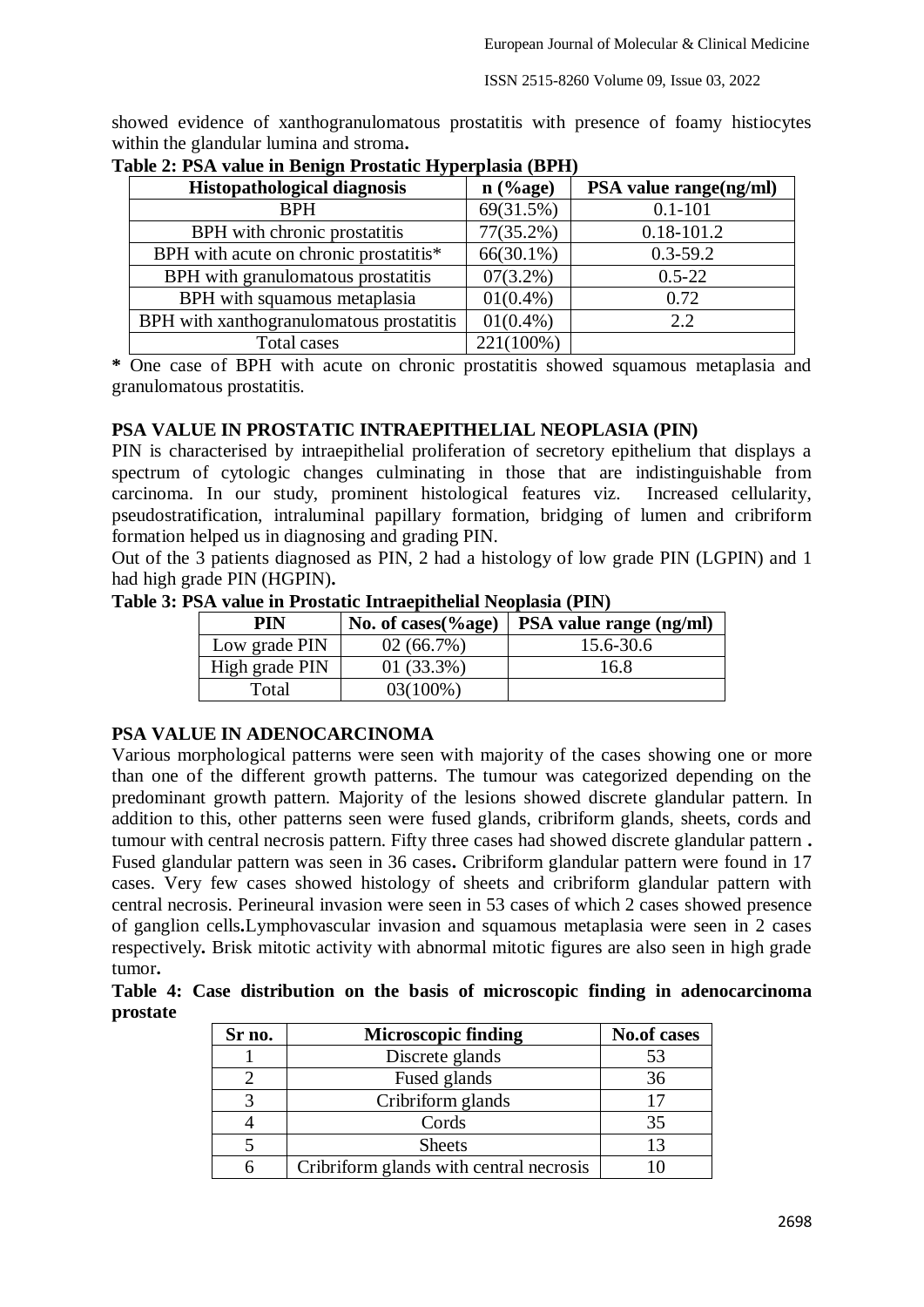showed evidence of xanthogranulomatous prostatitis with presence of foamy histiocytes within the glandular lumina and stroma.

**Table 2: PSA value in Benign Prostatic Hyperplasia (BPH)**

| Histopathological diagnosis | n (%age) | PSA value range(ng/ml) |
|---|---|---|
| BPH | 69(31.5%) | 0.1-101 |
| BPH with chronic prostatitis | 77(35.2%) | 0.18-101.2 |
| BPH with acute on chronic prostatitis* | 66(30.1%) | 0.3-59.2 |
| BPH with granulomatous prostatitis | 07(3.2%) | 0.5-22 |
| BPH with squamous metaplasia | 01(0.4%) | 0.72 |
| BPH with xanthogranulomatous prostatitis | 01(0.4%) | 2.2 |
| Total cases | 221(100%) | |

**\*** One case of BPH with acute on chronic prostatitis showed squamous metaplasia and granulomatous prostatitis.

### PSA VALUE IN PROSTATIC INTRAEPITHELIAL NEOPLASIA (PIN)

PIN is characterised by intraepithelial proliferation of secretory epithelium that displays a spectrum of cytologic changes culminating in those that are indistinguishable from carcinoma. In our study, prominent histological features viz. Increased cellularity, pseudostratification, intraluminal papillary formation, bridging of lumen and cribriform formation helped us in diagnosing and grading PIN.

Out of the 3 patients diagnosed as PIN, 2 had a histology of low grade PIN (LGPIN) and 1 had high grade PIN (HGPIN).

**Table 3: PSA value in Prostatic Intraepithelial Neoplasia (PIN)**

| PIN | No. of cases(%age) | PSA value range (ng/ml) |
|---|---|---|
| Low grade PIN | 02 (66.7%) | 15.6-30.6 |
| High grade PIN | 01 (33.3%) | 16.8 |
| Total | 03(100%) | |

### PSA VALUE IN ADENOCARCINOMA

Various morphological patterns were seen with majority of the cases showing one or more than one of the different growth patterns. The tumour was categorized depending on the predominant growth pattern. Majority of the lesions showed discrete glandular pattern. In addition to this, other patterns seen were fused glands, cribriform glands, sheets, cords and tumour with central necrosis pattern. Fifty three cases had showed discrete glandular pattern **.** Fused glandular pattern was seen in 36 cases**.** Cribriform glandular pattern were found in 17 cases. Very few cases showed histology of sheets and cribriform glandular pattern with central necrosis. Perineural invasion were seen in 53 cases of which 2 cases showed presence of ganglion cells**.**Lymphovascular invasion and squamous metaplasia were seen in 2 cases respectively**.** Brisk mitotic activity with abnormal mitotic figures are also seen in high grade tumor**.**

**Table 4: Case distribution on the basis of microscopic finding in adenocarcinoma prostate**

| Sr no. | Microscopic finding | No.of cases |
|---|---|---|
| 1 | Discrete glands | 53 |
| 2 | Fused glands | 36 |
| 3 | Cribriform glands | 17 |
| 4 | Cords | 35 |
| 5 | Sheets | 13 |
| 6 | Cribriform glands with central necrosis | 10 |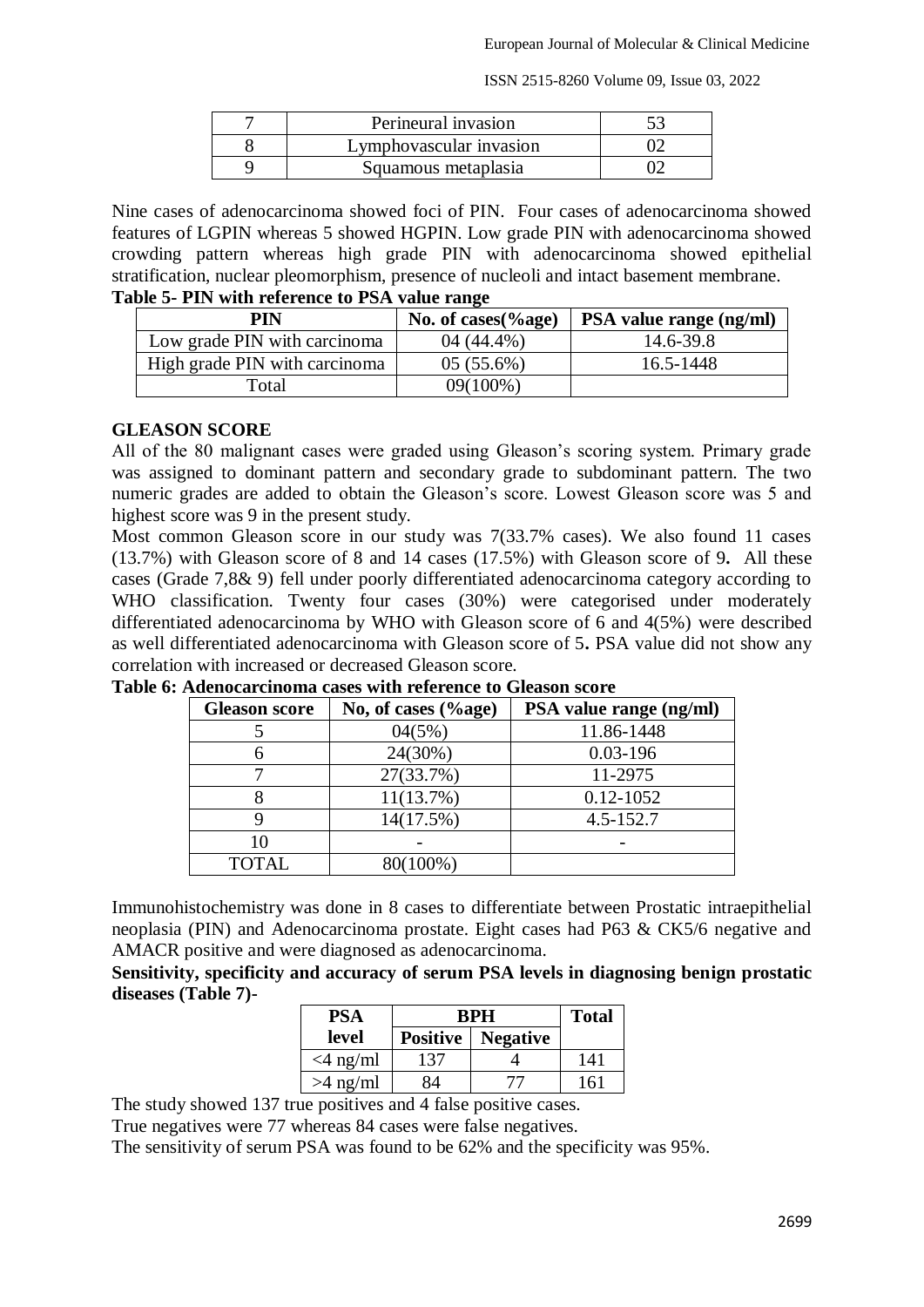| 7 | Perineural invasion | 53 |
|---|---|---|
| 8 | Lymphovascular invasion | 02 |
| 9 | Squamous metaplasia | 02 |

Nine cases of adenocarcinoma showed foci of PIN. Four cases of adenocarcinoma showed features of LGPIN whereas 5 showed HGPIN. Low grade PIN with adenocarcinoma showed crowding pattern whereas high grade PIN with adenocarcinoma showed epithelial stratification, nuclear pleomorphism, presence of nucleoli and intact basement membrane.

**Table 5- PIN with reference to PSA value range**

| PIN | No. of cases(%age) | PSA value range (ng/ml) |
|---|---|---|
| Low grade PIN with carcinoma | 04 (44.4%) | 14.6-39.8 |
| High grade PIN with carcinoma | 05 (55.6%) | 16.5-1448 |
| Total | 09(100%) | |

**GLEASON SCORE**

All of the 80 malignant cases were graded using Gleason's scoring system. Primary grade was assigned to dominant pattern and secondary grade to subdominant pattern. The two numeric grades are added to obtain the Gleason's score. Lowest Gleason score was 5 and highest score was 9 in the present study.

Most common Gleason score in our study was 7(33.7% cases). We also found 11 cases (13.7%) with Gleason score of 8 and 14 cases (17.5%) with Gleason score of 9**.** All these cases (Grade 7,8& 9) fell under poorly differentiated adenocarcinoma category according to WHO classification. Twenty four cases (30%) were categorised under moderately differentiated adenocarcinoma by WHO with Gleason score of 6 and 4(5%) were described as well differentiated adenocarcinoma with Gleason score of 5**.** PSA value did not show any correlation with increased or decreased Gleason score.

**Table 6: Adenocarcinoma cases with reference to Gleason score**

| Gleason score | No, of cases (%age) | PSA value range (ng/ml) |
|---|---|---|
| 5 | 04(5%) | 11.86-1448 |
| 6 | 24(30%) | 0.03-196 |
| 7 | 27(33.7%) | 11-2975 |
| 8 | 11(13.7%) | 0.12-1052 |
| 9 | 14(17.5%) | 4.5-152.7 |
| 10 | - | - |
| TOTAL | 80(100%) | |

Immunohistochemistry was done in 8 cases to differentiate between Prostatic intraepithelial neoplasia (PIN) and Adenocarcinoma prostate. Eight cases had P63 & CK5/6 negative and AMACR positive and were diagnosed as adenocarcinoma.

**Sensitivity, specificity and accuracy of serum PSA levels in diagnosing benign prostatic diseases (Table 7)-**

| PSA level | BPH | | Total |
|---|---|---|---|
| | Positive | Negative | |
| <4 ng/ml | 137 | 4 | 141 |
| >4 ng/ml | 84 | 77 | 161 |

The study showed 137 true positives and 4 false positive cases.

True negatives were 77 whereas 84 cases were false negatives.

The sensitivity of serum PSA was found to be 62% and the specificity was 95%.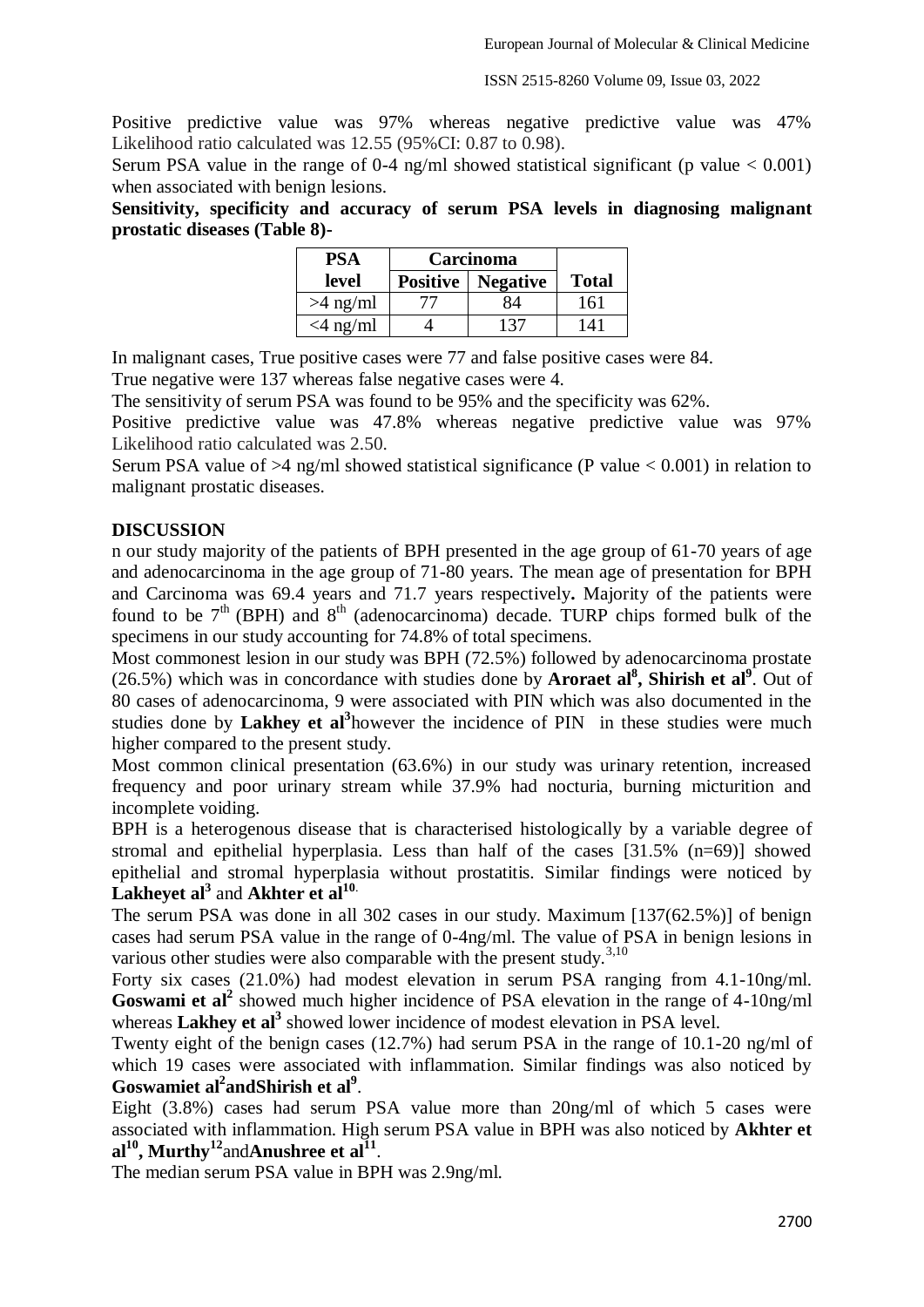Positive predictive value was 97% whereas negative predictive value was 47% Likelihood ratio calculated was 12.55 (95%CI: 0.87 to 0.98).

Serum PSA value in the range of 0-4 ng/ml showed statistical significant (p value < 0.001) when associated with benign lesions.

**Sensitivity, specificity and accuracy of serum PSA levels in diagnosing malignant prostatic diseases (Table 8)-**

| PSA level | Carcinoma | | Total |
|---|---|---|---|
| | Positive | Negative | |
| >4 ng/ml | 77 | 84 | 161 |
| <4 ng/ml | 4 | 137 | 141 |

In malignant cases, True positive cases were 77 and false positive cases were 84.

True negative were 137 whereas false negative cases were 4.

The sensitivity of serum PSA was found to be 95% and the specificity was 62%.

Positive predictive value was 47.8% whereas negative predictive value was 97% Likelihood ratio calculated was 2.50.

Serum PSA value of >4 ng/ml showed statistical significance (P value < 0.001) in relation to malignant prostatic diseases.

## DISCUSSION

n our study majority of the patients of BPH presented in the age group of 61-70 years of age and adenocarcinoma in the age group of 71-80 years. The mean age of presentation for BPH and Carcinoma was 69.4 years and 71.7 years respectively**.** Majority of the patients were found to be 7$^{th}$ (BPH) and 8$^{th}$ (adenocarcinoma) decade. TURP chips formed bulk of the specimens in our study accounting for 74.8% of total specimens.

Most commonest lesion in our study was BPH (72.5%) followed by adenocarcinoma prostate (26.5%) which was in concordance with studies done by **Aroraet al[8], Shirish et al[9]**. Out of 80 cases of adenocarcinoma, 9 were associated with PIN which was also documented in the studies done by **Lakhey et al[3]**however the incidence of PIN in these studies were much higher compared to the present study.

Most common clinical presentation (63.6%) in our study was urinary retention, increased frequency and poor urinary stream while 37.9% had nocturia, burning micturition and incomplete voiding.

BPH is a heterogenous disease that is characterised histologically by a variable degree of stromal and epithelial hyperplasia. Less than half of the cases [31.5% (n=69)] showed epithelial and stromal hyperplasia without prostatitis. Similar findings were noticed by **Lakheyet al[3]** and **Akhter et al[10]**.

The serum PSA was done in all 302 cases in our study. Maximum [137(62.5%)] of benign cases had serum PSA value in the range of 0-4ng/ml. The value of PSA in benign lesions in various other studies were also comparable with the present study.[3,10]

Forty six cases (21.0%) had modest elevation in serum PSA ranging from 4.1-10ng/ml. **Goswami et al[2]** showed much higher incidence of PSA elevation in the range of 4-10ng/ml whereas **Lakhey et al[3]** showed lower incidence of modest elevation in PSA level.

Twenty eight of the benign cases (12.7%) had serum PSA in the range of 10.1-20 ng/ml of which 19 cases were associated with inflammation. Similar findings was also noticed by **Goswamiet al[2]andShirish et al[9]**.

Eight (3.8%) cases had serum PSA value more than 20ng/ml of which 5 cases were associated with inflammation. High serum PSA value in BPH was also noticed by **Akhter et al[10], Murthy[12]**and**Anushree et al[11]**.

The median serum PSA value in BPH was 2.9ng/ml.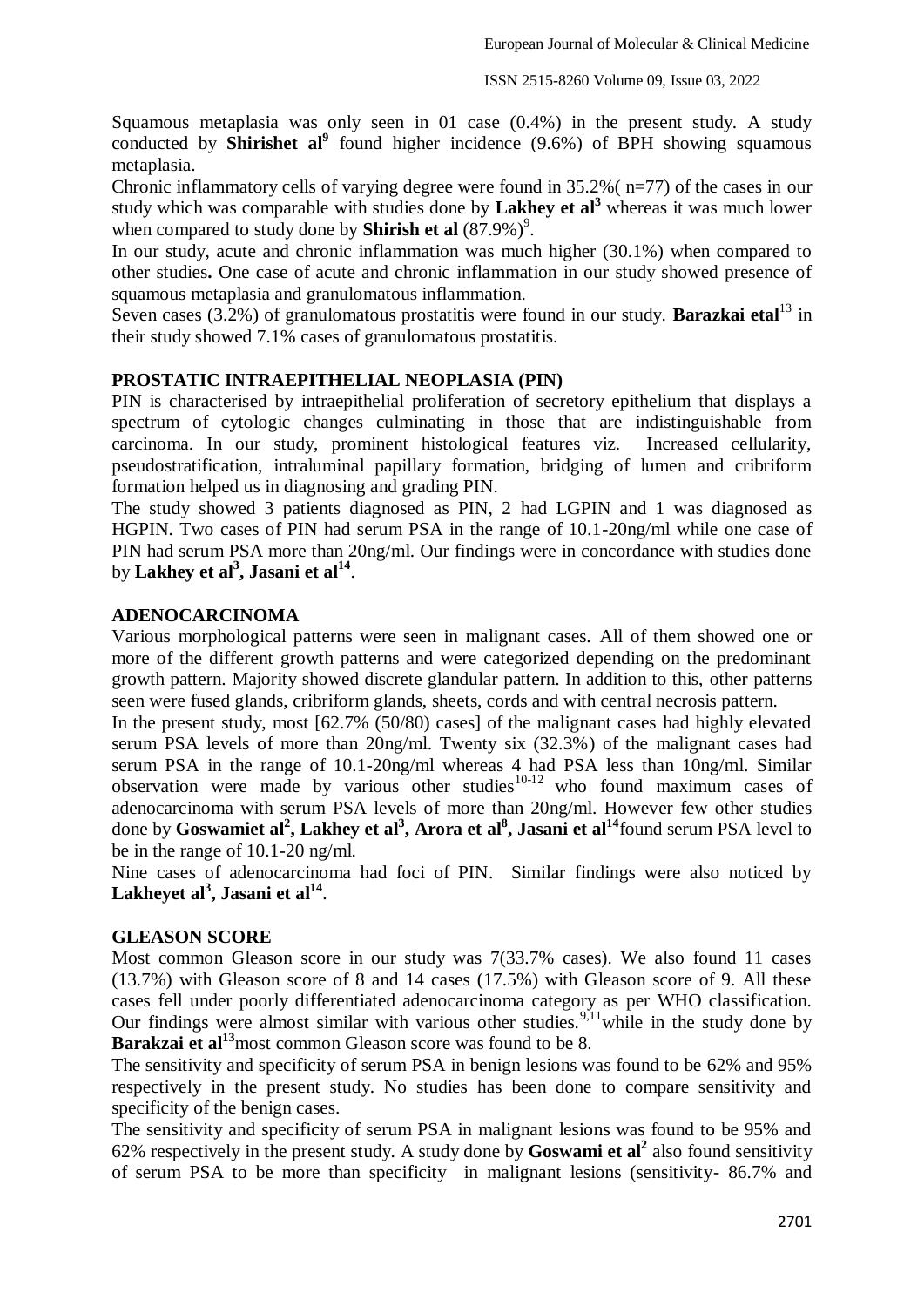Squamous metaplasia was only seen in 01 case (0.4%) in the present study. A study conducted by **Shirishet al**[9] found higher incidence (9.6%) of BPH showing squamous metaplasia.

Chronic inflammatory cells of varying degree were found in 35.2%( n=77) of the cases in our study which was comparable with studies done by **Lakhey et al**[3] whereas it was much lower when compared to study done by **Shirish et al** (87.9%)[9].

In our study, acute and chronic inflammation was much higher (30.1%) when compared to other studies**.** One case of acute and chronic inflammation in our study showed presence of squamous metaplasia and granulomatous inflammation.

Seven cases (3.2%) of granulomatous prostatitis were found in our study. **Barazkai etal**[13] in their study showed 7.1% cases of granulomatous prostatitis.

## PROSTATIC INTRAEPITHELIAL NEOPLASIA (PIN)

PIN is characterised by intraepithelial proliferation of secretory epithelium that displays a spectrum of cytologic changes culminating in those that are indistinguishable from carcinoma. In our study, prominent histological features viz. Increased cellularity, pseudostratification, intraluminal papillary formation, bridging of lumen and cribriform formation helped us in diagnosing and grading PIN.

The study showed 3 patients diagnosed as PIN, 2 had LGPIN and 1 was diagnosed as HGPIN. Two cases of PIN had serum PSA in the range of 10.1-20ng/ml while one case of PIN had serum PSA more than 20ng/ml. Our findings were in concordance with studies done by **Lakhey et al**[3]**, Jasani et al**[14].

## ADENOCARCINOMA

Various morphological patterns were seen in malignant cases. All of them showed one or more of the different growth patterns and were categorized depending on the predominant growth pattern. Majority showed discrete glandular pattern. In addition to this, other patterns seen were fused glands, cribriform glands, sheets, cords and with central necrosis pattern.

In the present study, most [62.7% (50/80) cases] of the malignant cases had highly elevated serum PSA levels of more than 20ng/ml. Twenty six (32.3%) of the malignant cases had serum PSA in the range of 10.1-20ng/ml whereas 4 had PSA less than 10ng/ml. Similar observation were made by various other studies[10-12] who found maximum cases of adenocarcinoma with serum PSA levels of more than 20ng/ml. However few other studies done by **Goswamiet al**[2]**, Lakhey et al**[3]**, Arora et al**[8]**, Jasani et al**[14]found serum PSA level to be in the range of 10.1-20 ng/ml.

Nine cases of adenocarcinoma had foci of PIN. Similar findings were also noticed by **Lakheyet al**[3]**, Jasani et al**[14].

## GLEASON SCORE

Most common Gleason score in our study was 7(33.7% cases). We also found 11 cases (13.7%) with Gleason score of 8 and 14 cases (17.5%) with Gleason score of 9. All these cases fell under poorly differentiated adenocarcinoma category as per WHO classification. Our findings were almost similar with various other studies.[9,11]while in the study done by **Barakzai et al**[13]most common Gleason score was found to be 8.

The sensitivity and specificity of serum PSA in benign lesions was found to be 62% and 95% respectively in the present study. No studies has been done to compare sensitivity and specificity of the benign cases.

The sensitivity and specificity of serum PSA in malignant lesions was found to be 95% and 62% respectively in the present study. A study done by **Goswami et al**[2] also found sensitivity of serum PSA to be more than specificity in malignant lesions (sensitivity- 86.7% and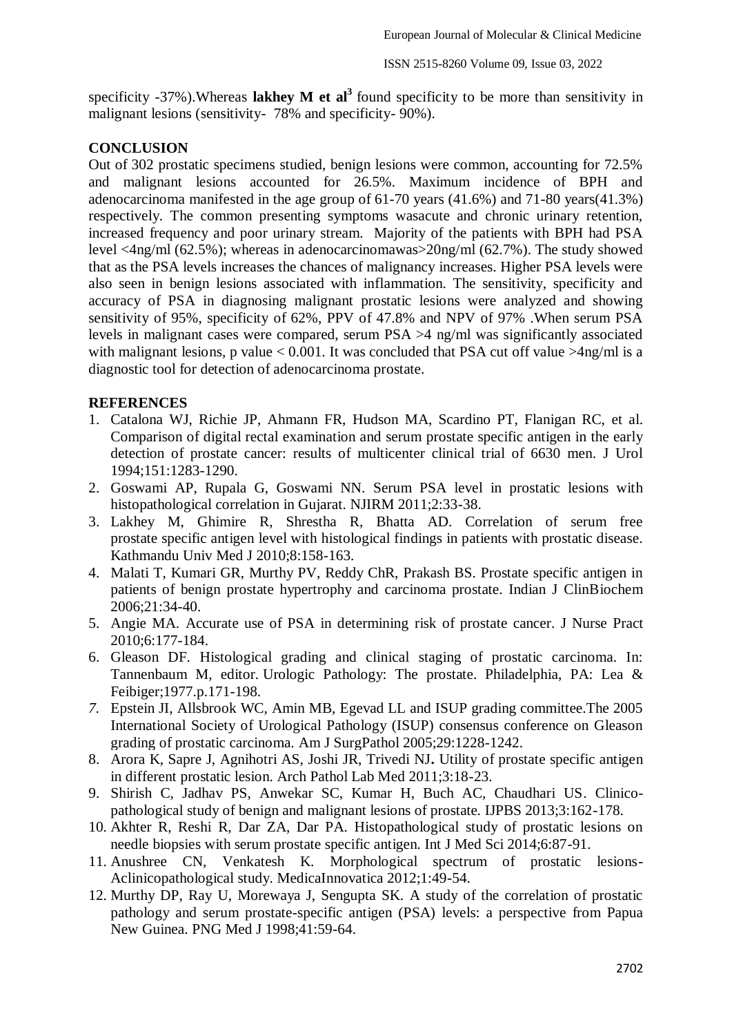specificity -37%).Whereas **lakhey M et al**[3] found specificity to be more than sensitivity in malignant lesions (sensitivity- 78% and specificity- 90%).

## CONCLUSION

Out of 302 prostatic specimens studied, benign lesions were common, accounting for 72.5% and malignant lesions accounted for 26.5%. Maximum incidence of BPH and adenocarcinoma manifested in the age group of 61-70 years (41.6%) and 71-80 years(41.3%) respectively. The common presenting symptoms wasacute and chronic urinary retention, increased frequency and poor urinary stream. Majority of the patients with BPH had PSA level <4ng/ml (62.5%); whereas in adenocarcinomawas>20ng/ml (62.7%). The study showed that as the PSA levels increases the chances of malignancy increases. Higher PSA levels were also seen in benign lesions associated with inflammation. The sensitivity, specificity and accuracy of PSA in diagnosing malignant prostatic lesions were analyzed and showing sensitivity of 95%, specificity of 62%, PPV of 47.8% and NPV of 97% .When serum PSA levels in malignant cases were compared, serum PSA >4 ng/ml was significantly associated with malignant lesions, p value < 0.001. It was concluded that PSA cut off value >4ng/ml is a diagnostic tool for detection of adenocarcinoma prostate.

## REFERENCES

1. Catalona WJ, Richie JP, Ahmann FR, Hudson MA, Scardino PT, Flanigan RC, et al. Comparison of digital rectal examination and serum prostate specific antigen in the early detection of prostate cancer: results of multicenter clinical trial of 6630 men. J Urol 1994;151:1283-1290.
2. Goswami AP, Rupala G, Goswami NN. Serum PSA level in prostatic lesions with histopathological correlation in Gujarat. NJIRM 2011;2:33-38.
3. Lakhey M, Ghimire R, Shrestha R, Bhatta AD. Correlation of serum free prostate specific antigen level with histological findings in patients with prostatic disease. Kathmandu Univ Med J 2010;8:158-163.
4. Malati T, Kumari GR, Murthy PV, Reddy ChR, Prakash BS. Prostate specific antigen in patients of benign prostate hypertrophy and carcinoma prostate. Indian J ClinBiochem 2006;21:34-40.
5. Angie MA. Accurate use of PSA in determining risk of prostate cancer. J Nurse Pract 2010;6:177-184.
6. Gleason DF. Histological grading and clinical staging of prostatic carcinoma. In: Tannenbaum M, editor. Urologic Pathology: The prostate. Philadelphia, PA: Lea & Feibiger;1977.p.171-198.
7. Epstein JI, Allsbrook WC, Amin MB, Egevad LL and ISUP grading committee.The 2005 International Society of Urological Pathology (ISUP) consensus conference on Gleason grading of prostatic carcinoma. Am J SurgPathol 2005;29:1228-1242.
8. Arora K, Sapre J, Agnihotri AS, Joshi JR, Trivedi NJ. Utility of prostate specific antigen in different prostatic lesion. Arch Pathol Lab Med 2011;3:18-23.
9. Shirish C, Jadhav PS, Anwekar SC, Kumar H, Buch AC, Chaudhari US. Clinico-pathological study of benign and malignant lesions of prostate. IJPBS 2013;3:162-178.
10. Akhter R, Reshi R, Dar ZA, Dar PA. Histopathological study of prostatic lesions on needle biopsies with serum prostate specific antigen. Int J Med Sci 2014;6:87-91.
11. Anushree CN, Venkatesh K. Morphological spectrum of prostatic lesions- Aclinicopathological study. MedicaInnovatica 2012;1:49-54.
12. Murthy DP, Ray U, Morewaya J, Sengupta SK. A study of the correlation of prostatic pathology and serum prostate-specific antigen (PSA) levels: a perspective from Papua New Guinea. PNG Med J 1998;41:59-64.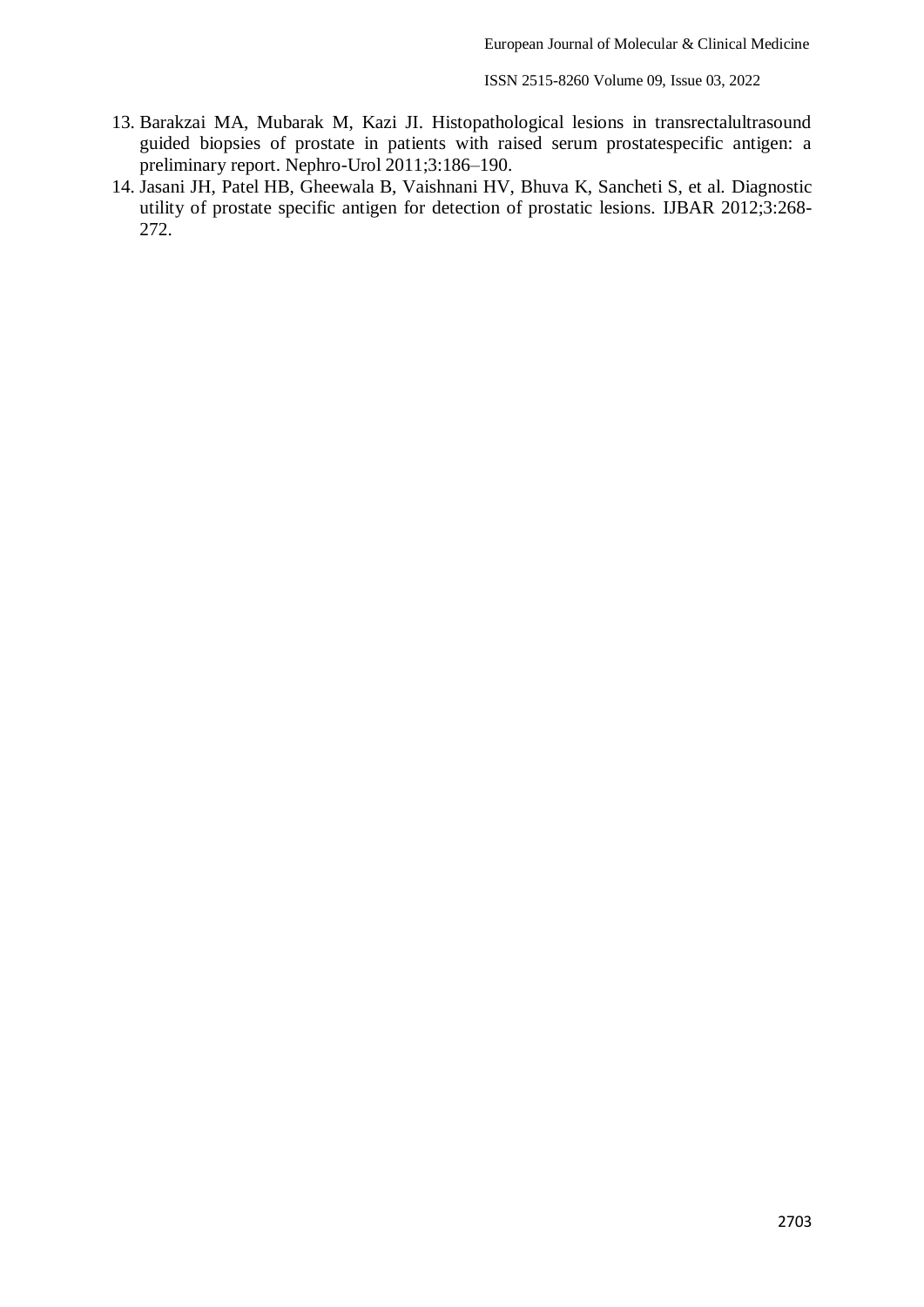13. Barakzai MA, Mubarak M, Kazi JI. Histopathological lesions in transrectalultrasound guided biopsies of prostate in patients with raised serum prostatespecific antigen: a preliminary report. Nephro-Urol 2011;3:186–190.
14. Jasani JH, Patel HB, Gheewala B, Vaishnani HV, Bhuva K, Sancheti S, et al. Diagnostic utility of prostate specific antigen for detection of prostatic lesions. IJBAR 2012;3:268-272.